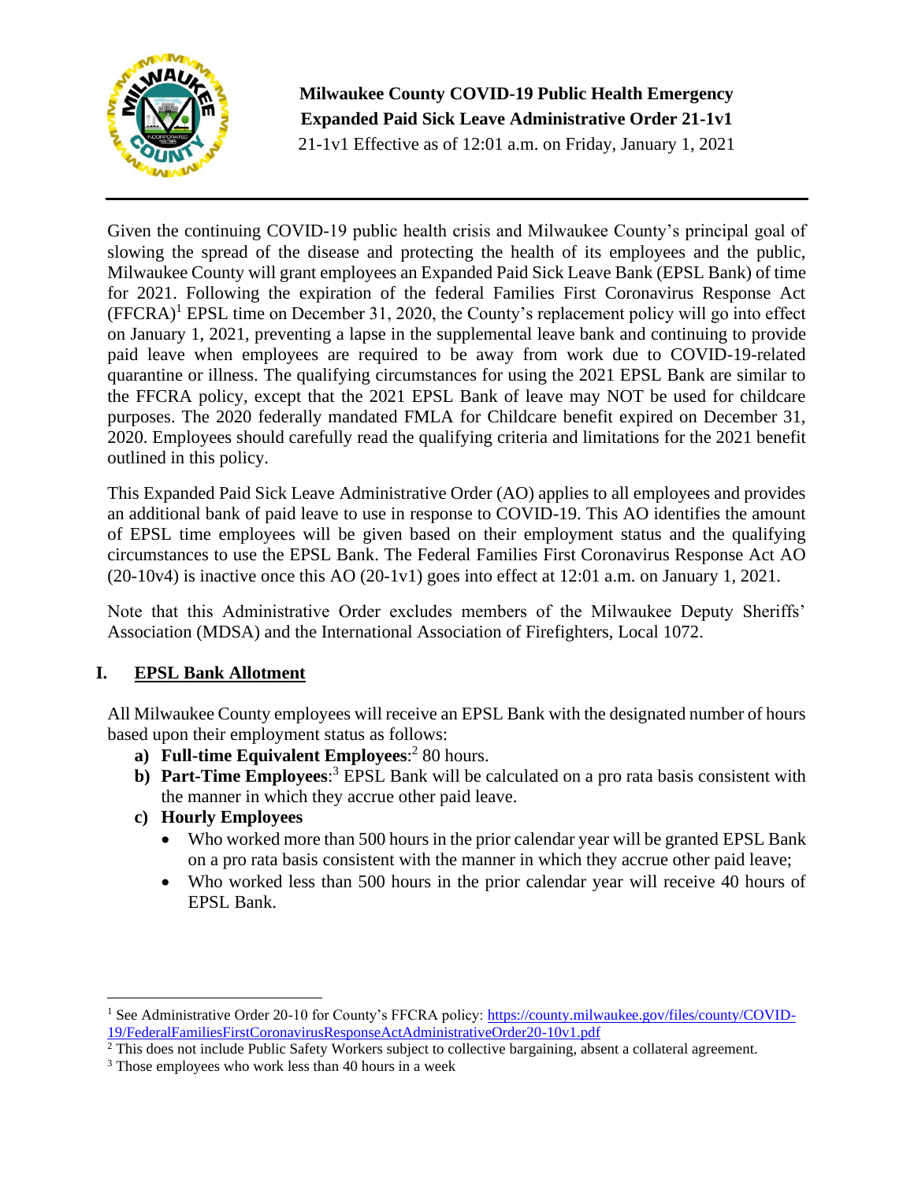**Milwaukee County COVID-19 Public Health Emergency Expanded Paid Sick Leave Administrative Order 21-1v1**

21-1v1 Effective as of 12:01 a.m. on Friday, January 1, 2021

Given the continuing COVID-19 public health crisis and Milwaukee County's principal goal of slowing the spread of the disease and protecting the health of its employees and the public, Milwaukee County will grant employees an Expanded Paid Sick Leave Bank (EPSL Bank) of time for 2021. Following the expiration of the federal Families First Coronavirus Response Act (FFCRA)[1] EPSL time on December 31, 2020, the County's replacement policy will go into effect on January 1, 2021, preventing a lapse in the supplemental leave bank and continuing to provide paid leave when employees are required to be away from work due to COVID-19-related quarantine or illness. The qualifying circumstances for using the 2021 EPSL Bank are similar to the FFCRA policy, except that the 2021 EPSL Bank of leave may NOT be used for childcare purposes. The 2020 federally mandated FMLA for Childcare benefit expired on December 31, 2020. Employees should carefully read the qualifying criteria and limitations for the 2021 benefit outlined in this policy.

This Expanded Paid Sick Leave Administrative Order (AO) applies to all employees and provides an additional bank of paid leave to use in response to COVID-19. This AO identifies the amount of EPSL time employees will be given based on their employment status and the qualifying circumstances to use the EPSL Bank. The Federal Families First Coronavirus Response Act AO (20-10v4) is inactive once this AO (20-1v1) goes into effect at 12:01 a.m. on January 1, 2021.

Note that this Administrative Order excludes members of the Milwaukee Deputy Sheriffs' Association (MDSA) and the International Association of Firefighters, Local 1072.

## I. EPSL Bank Allotment

All Milwaukee County employees will receive an EPSL Bank with the designated number of hours based upon their employment status as follows:

- **a) Full-time Equivalent Employees**:[2] 80 hours.
- **b) Part-Time Employees**:[3] EPSL Bank will be calculated on a pro rata basis consistent with the manner in which they accrue other paid leave.
- **c) Hourly Employees**
  - Who worked more than 500 hours in the prior calendar year will be granted EPSL Bank on a pro rata basis consistent with the manner in which they accrue other paid leave;
  - Who worked less than 500 hours in the prior calendar year will receive 40 hours of EPSL Bank.

---

[1] See Administrative Order 20-10 for County's FFCRA policy: https://county.milwaukee.gov/files/county/COVID-19/FederalFamiliesFirstCoronavirusResponseActAdministrativeOrder20-10v1.pdf

[2] This does not include Public Safety Workers subject to collective bargaining, absent a collateral agreement.

[3] Those employees who work less than 40 hours in a week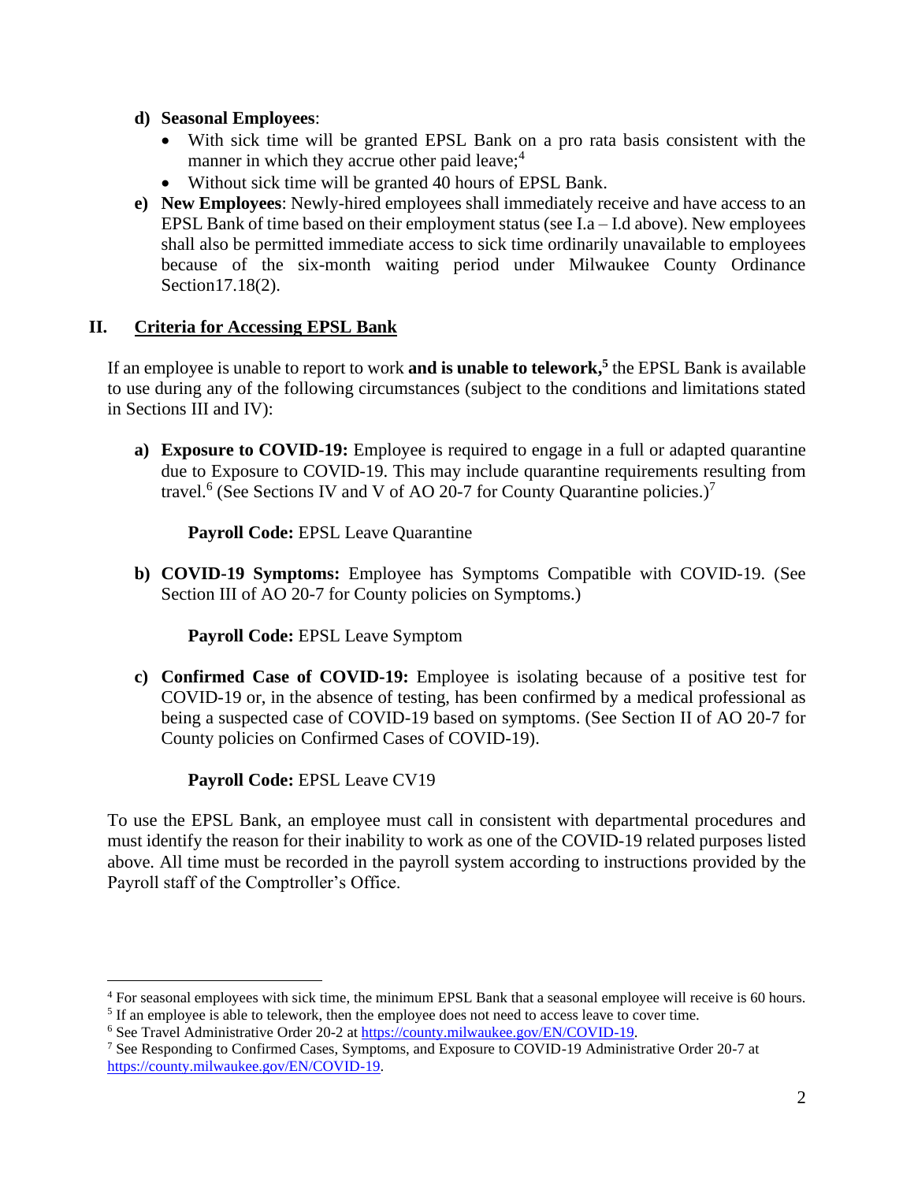- **d) Seasonal Employees**:
  - With sick time will be granted EPSL Bank on a pro rata basis consistent with the manner in which they accrue other paid leave;[4]
  - Without sick time will be granted 40 hours of EPSL Bank.
- **e) New Employees**: Newly-hired employees shall immediately receive and have access to an EPSL Bank of time based on their employment status (see I.a – I.d above). New employees shall also be permitted immediate access to sick time ordinarily unavailable to employees because of the six-month waiting period under Milwaukee County Ordinance Section17.18(2).

## II. Criteria for Accessing EPSL Bank

If an employee is unable to report to work **and is unable to telework,**[5] the EPSL Bank is available to use during any of the following circumstances (subject to the conditions and limitations stated in Sections III and IV):

**a) Exposure to COVID-19:** Employee is required to engage in a full or adapted quarantine due to Exposure to COVID-19. This may include quarantine requirements resulting from travel.[6] (See Sections IV and V of AO 20-7 for County Quarantine policies.)[7]

**Payroll Code:** EPSL Leave Quarantine

**b) COVID-19 Symptoms:** Employee has Symptoms Compatible with COVID-19. (See Section III of AO 20-7 for County policies on Symptoms.)

**Payroll Code:** EPSL Leave Symptom

**c) Confirmed Case of COVID-19:** Employee is isolating because of a positive test for COVID-19 or, in the absence of testing, has been confirmed by a medical professional as being a suspected case of COVID-19 based on symptoms. (See Section II of AO 20-7 for County policies on Confirmed Cases of COVID-19).

**Payroll Code:** EPSL Leave CV19

To use the EPSL Bank, an employee must call in consistent with departmental procedures and must identify the reason for their inability to work as one of the COVID-19 related purposes listed above. All time must be recorded in the payroll system according to instructions provided by the Payroll staff of the Comptroller's Office.

---

[4] For seasonal employees with sick time, the minimum EPSL Bank that a seasonal employee will receive is 60 hours.

[5] If an employee is able to telework, then the employee does not need to access leave to cover time.

[6] See Travel Administrative Order 20-2 at https://county.milwaukee.gov/EN/COVID-19.

[7] See Responding to Confirmed Cases, Symptoms, and Exposure to COVID-19 Administrative Order 20-7 at https://county.milwaukee.gov/EN/COVID-19.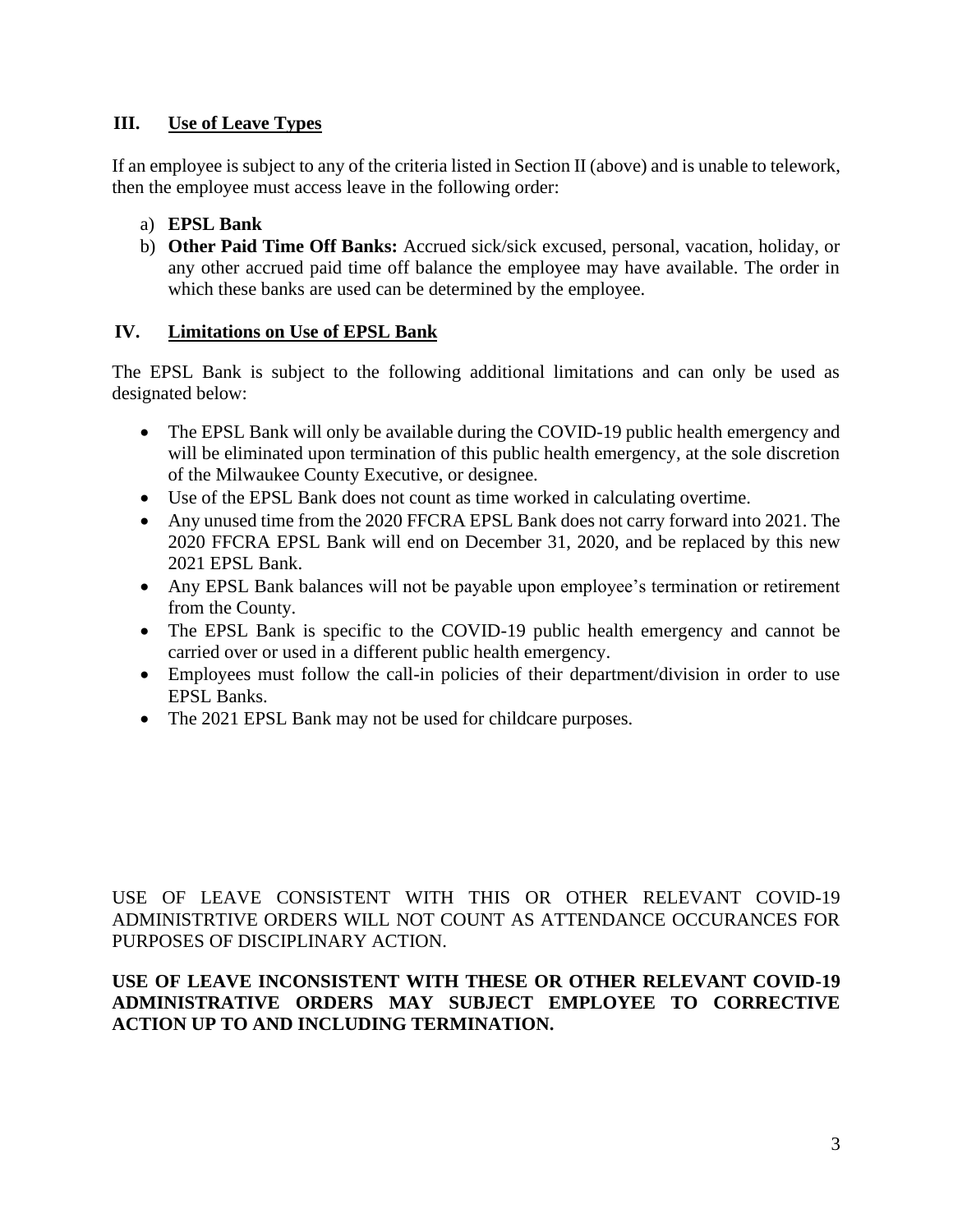## III. Use of Leave Types

If an employee is subject to any of the criteria listed in Section II (above) and is unable to telework, then the employee must access leave in the following order:

a) **EPSL Bank**
b) **Other Paid Time Off Banks:** Accrued sick/sick excused, personal, vacation, holiday, or any other accrued paid time off balance the employee may have available. The order in which these banks are used can be determined by the employee.

## IV. Limitations on Use of EPSL Bank

The EPSL Bank is subject to the following additional limitations and can only be used as designated below:

- The EPSL Bank will only be available during the COVID-19 public health emergency and will be eliminated upon termination of this public health emergency, at the sole discretion of the Milwaukee County Executive, or designee.
- Use of the EPSL Bank does not count as time worked in calculating overtime.
- Any unused time from the 2020 FFCRA EPSL Bank does not carry forward into 2021. The 2020 FFCRA EPSL Bank will end on December 31, 2020, and be replaced by this new 2021 EPSL Bank.
- Any EPSL Bank balances will not be payable upon employee's termination or retirement from the County.
- The EPSL Bank is specific to the COVID-19 public health emergency and cannot be carried over or used in a different public health emergency.
- Employees must follow the call-in policies of their department/division in order to use EPSL Banks.
- The 2021 EPSL Bank may not be used for childcare purposes.

USE OF LEAVE CONSISTENT WITH THIS OR OTHER RELEVANT COVID-19 ADMINISTRTIVE ORDERS WILL NOT COUNT AS ATTENDANCE OCCURANCES FOR PURPOSES OF DISCIPLINARY ACTION.

**USE OF LEAVE INCONSISTENT WITH THESE OR OTHER RELEVANT COVID-19 ADMINISTRATIVE ORDERS MAY SUBJECT EMPLOYEE TO CORRECTIVE ACTION UP TO AND INCLUDING TERMINATION.**